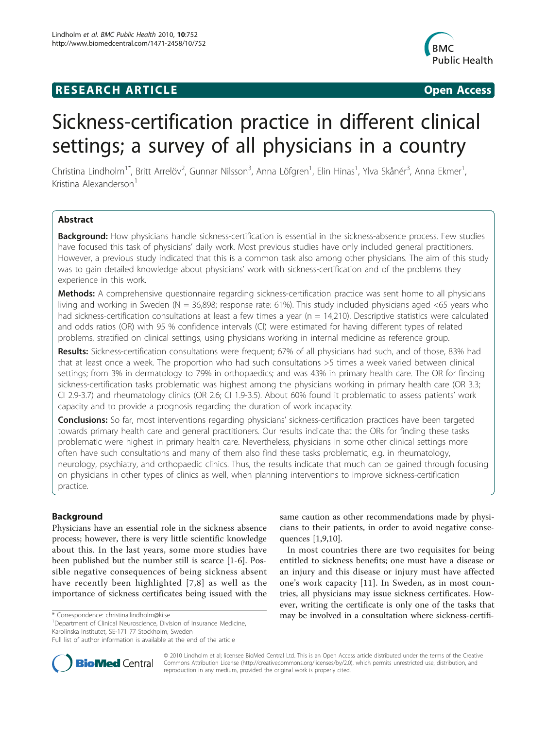RESEARCH ARTICLE

Open Access

# Sickness-certification practice in different clinical settings; a survey of all physicians in a country

Christina Lindholm[1*], Britt Arrelöv[2], Gunnar Nilsson[3], Anna Löfgren[1], Elin Hinas[1], Ylva Skånér[3], Anna Ekmer[1], Kristina Alexanderson[1]

## Abstract

**Background:** How physicians handle sickness-certification is essential in the sickness-absence process. Few studies have focused this task of physicians' daily work. Most previous studies have only included general practitioners. However, a previous study indicated that this is a common task also among other physicians. The aim of this study was to gain detailed knowledge about physicians' work with sickness-certification and of the problems they experience in this work.

**Methods:** A comprehensive questionnaire regarding sickness-certification practice was sent home to all physicians living and working in Sweden (N = 36,898; response rate: 61%). This study included physicians aged <65 years who had sickness-certification consultations at least a few times a year (n = 14,210). Descriptive statistics were calculated and odds ratios (OR) with 95 % confidence intervals (CI) were estimated for having different types of related problems, stratified on clinical settings, using physicians working in internal medicine as reference group.

**Results:** Sickness-certification consultations were frequent; 67% of all physicians had such, and of those, 83% had that at least once a week. The proportion who had such consultations >5 times a week varied between clinical settings; from 3% in dermatology to 79% in orthopaedics; and was 43% in primary health care. The OR for finding sickness-certification tasks problematic was highest among the physicians working in primary health care (OR 3.3; CI 2.9-3.7) and rheumatology clinics (OR 2.6; CI 1.9-3.5). About 60% found it problematic to assess patients' work capacity and to provide a prognosis regarding the duration of work incapacity.

**Conclusions:** So far, most interventions regarding physicians' sickness-certification practices have been targeted towards primary health care and general practitioners. Our results indicate that the ORs for finding these tasks problematic were highest in primary health care. Nevertheless, physicians in some other clinical settings more often have such consultations and many of them also find these tasks problematic, e.g. in rheumatology, neurology, psychiatry, and orthopaedic clinics. Thus, the results indicate that much can be gained through focusing on physicians in other types of clinics as well, when planning interventions to improve sickness-certification practice.

## Background

Physicians have an essential role in the sickness absence process; however, there is very little scientific knowledge about this. In the last years, some more studies have been published but the number still is scarce [1-6]. Possible negative consequences of being sickness absent have recently been highlighted [7,8] as well as the importance of sickness certificates being issued with the same caution as other recommendations made by physicians to their patients, in order to avoid negative consequences [1,9,10].

In most countries there are two requisites for being entitled to sickness benefits; one must have a disease or an injury and this disease or injury must have affected one's work capacity [11]. In Sweden, as in most countries, all physicians may issue sickness certificates. However, writing the certificate is only one of the tasks that may be involved in a consultation where sickness-certifi-

\* Correspondence: christina.lindholm@ki.se
[1]Department of Clinical Neuroscience, Division of Insurance Medicine, Karolinska Institutet, SE-171 77 Stockholm, Sweden
Full list of author information is available at the end of the article

© 2010 Lindholm et al; licensee BioMed Central Ltd. This is an Open Access article distributed under the terms of the Creative Commons Attribution License (http://creativecommons.org/licenses/by/2.0), which permits unrestricted use, distribution, and reproduction in any medium, provided the original work is properly cited.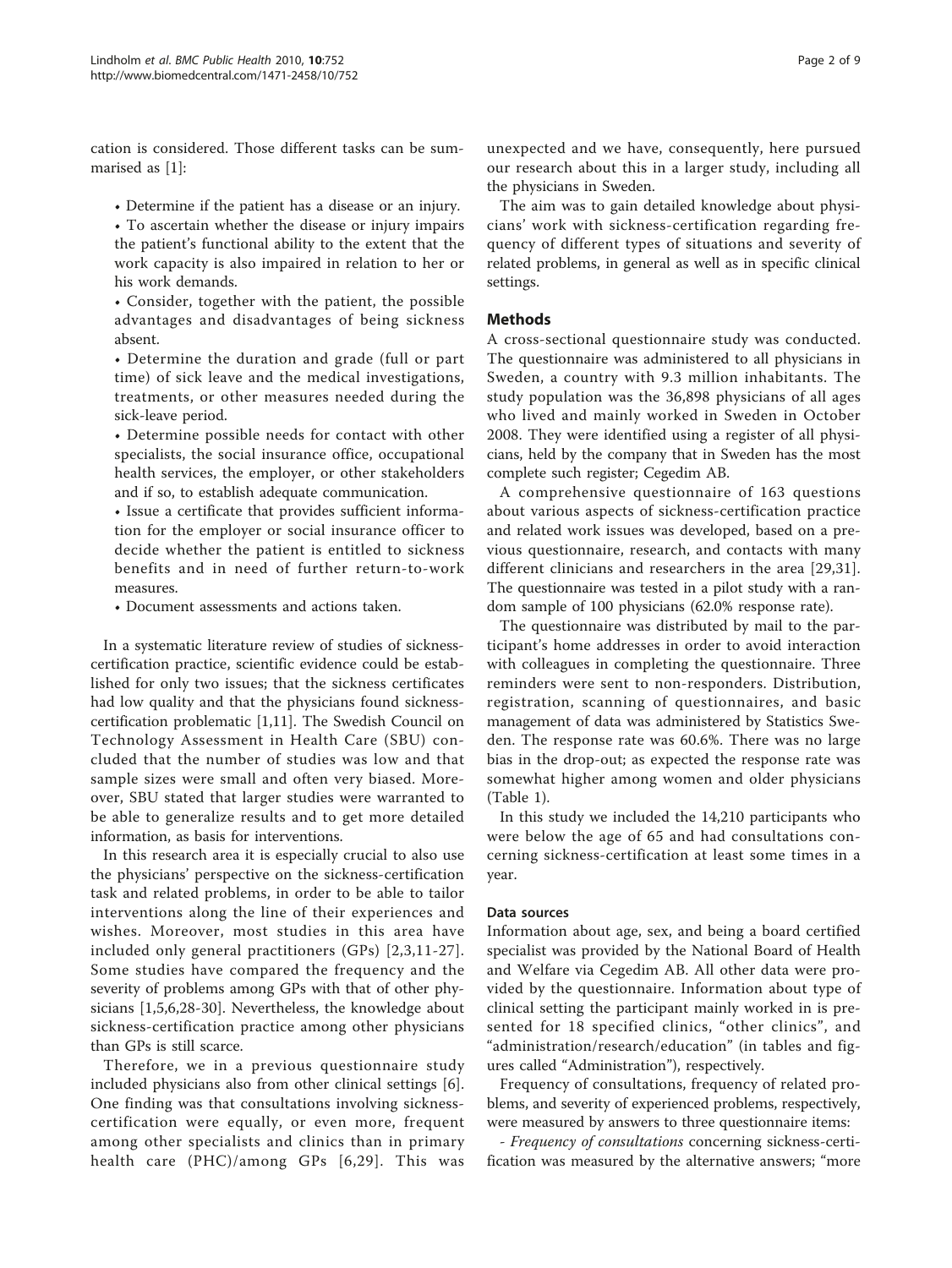cation is considered. Those different tasks can be summarised as [1]:

- Determine if the patient has a disease or an injury.
- To ascertain whether the disease or injury impairs the patient's functional ability to the extent that the work capacity is also impaired in relation to her or his work demands.
- Consider, together with the patient, the possible advantages and disadvantages of being sickness absent.
- Determine the duration and grade (full or part time) of sick leave and the medical investigations, treatments, or other measures needed during the sick-leave period.
- Determine possible needs for contact with other specialists, the social insurance office, occupational health services, the employer, or other stakeholders and if so, to establish adequate communication.
- Issue a certificate that provides sufficient information for the employer or social insurance officer to decide whether the patient is entitled to sickness benefits and in need of further return-to-work measures.
- Document assessments and actions taken.

In a systematic literature review of studies of sickness-certification practice, scientific evidence could be established for only two issues; that the sickness certificates had low quality and that the physicians found sickness-certification problematic [1,11]. The Swedish Council on Technology Assessment in Health Care (SBU) concluded that the number of studies was low and that sample sizes were small and often very biased. Moreover, SBU stated that larger studies were warranted to be able to generalize results and to get more detailed information, as basis for interventions.

In this research area it is especially crucial to also use the physicians' perspective on the sickness-certification task and related problems, in order to be able to tailor interventions along the line of their experiences and wishes. Moreover, most studies in this area have included only general practitioners (GPs) [2,3,11-27]. Some studies have compared the frequency and the severity of problems among GPs with that of other physicians [1,5,6,28-30]. Nevertheless, the knowledge about sickness-certification practice among other physicians than GPs is still scarce.

Therefore, we in a previous questionnaire study included physicians also from other clinical settings [6]. One finding was that consultations involving sickness-certification were equally, or even more, frequent among other specialists and clinics than in primary health care (PHC)/among GPs [6,29]. This was unexpected and we have, consequently, here pursued our research about this in a larger study, including all the physicians in Sweden.

The aim was to gain detailed knowledge about physicians' work with sickness-certification regarding frequency of different types of situations and severity of related problems, in general as well as in specific clinical settings.

## Methods

A cross-sectional questionnaire study was conducted. The questionnaire was administered to all physicians in Sweden, a country with 9.3 million inhabitants. The study population was the 36,898 physicians of all ages who lived and mainly worked in Sweden in October 2008. They were identified using a register of all physicians, held by the company that in Sweden has the most complete such register; Cegedim AB.

A comprehensive questionnaire of 163 questions about various aspects of sickness-certification practice and related work issues was developed, based on a previous questionnaire, research, and contacts with many different clinicians and researchers in the area [29,31]. The questionnaire was tested in a pilot study with a random sample of 100 physicians (62.0% response rate).

The questionnaire was distributed by mail to the participant's home addresses in order to avoid interaction with colleagues in completing the questionnaire. Three reminders were sent to non-responders. Distribution, registration, scanning of questionnaires, and basic management of data was administered by Statistics Sweden. The response rate was 60.6%. There was no large bias in the drop-out; as expected the response rate was somewhat higher among women and older physicians (Table 1).

In this study we included the 14,210 participants who were below the age of 65 and had consultations concerning sickness-certification at least some times in a year.

### Data sources

Information about age, sex, and being a board certified specialist was provided by the National Board of Health and Welfare via Cegedim AB. All other data were provided by the questionnaire. Information about type of clinical setting the participant mainly worked in is presented for 18 specified clinics, "other clinics", and "administration/research/education" (in tables and figures called "Administration"), respectively.

Frequency of consultations, frequency of related problems, and severity of experienced problems, respectively, were measured by answers to three questionnaire items:

- *Frequency of consultations* concerning sickness-certification was measured by the alternative answers; "more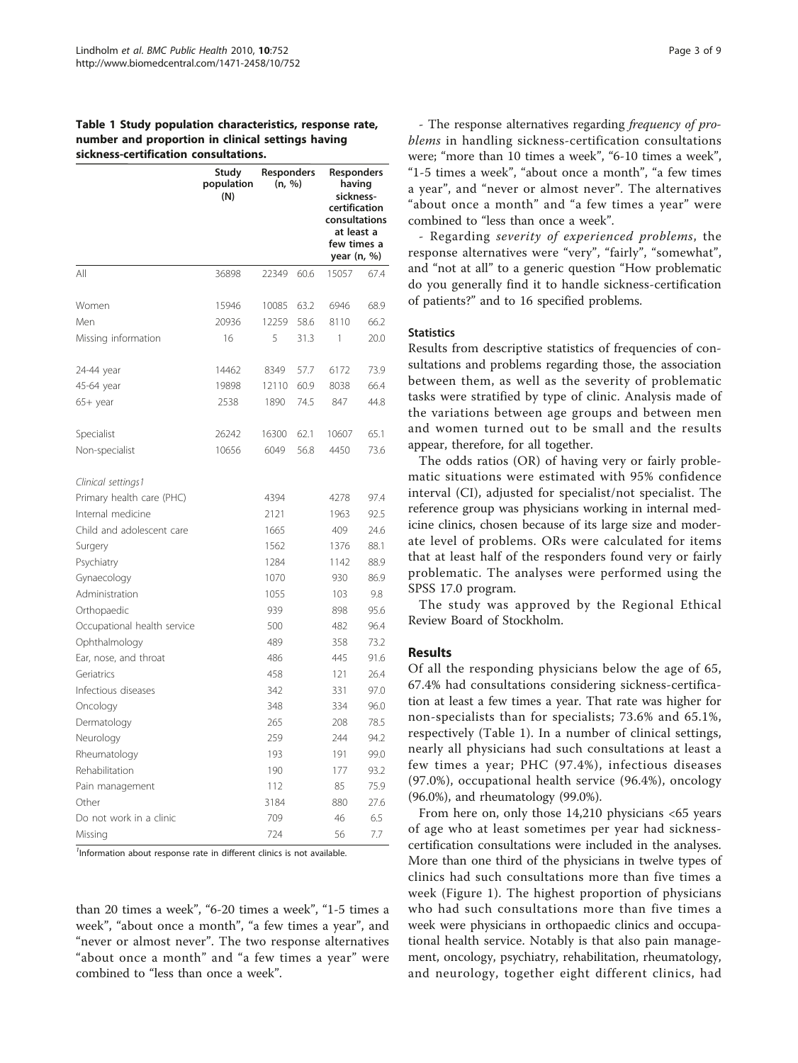**Table 1 Study population characteristics, response rate, number and proportion in clinical settings having sickness-certification consultations.**

| | Study population (N) | Responders (n, %) | | Responders having sickness-certification consultations at least a few times a year (n, %) | |
|---|---|---|---|---|---|
| All | 36898 | 22349 | 60.6 | 15057 | 67.4 |
| Women | 15946 | 10085 | 63.2 | 6946 | 68.9 |
| Men | 20936 | 12259 | 58.6 | 8110 | 66.2 |
| Missing information | 16 | 5 | 31.3 | 1 | 20.0 |
| 24-44 year | 14462 | 8349 | 57.7 | 6172 | 73.9 |
| 45-64 year | 19898 | 12110 | 60.9 | 8038 | 66.4 |
| 65+ year | 2538 | 1890 | 74.5 | 847 | 44.8 |
| Specialist | 26242 | 16300 | 62.1 | 10607 | 65.1 |
| Non-specialist | 10656 | 6049 | 56.8 | 4450 | 73.6 |
| *Clinical settings1* | | | | | |
| Primary health care (PHC) | | 4394 | | 4278 | 97.4 |
| Internal medicine | | 2121 | | 1963 | 92.5 |
| Child and adolescent care | | 1665 | | 409 | 24.6 |
| Surgery | | 1562 | | 1376 | 88.1 |
| Psychiatry | | 1284 | | 1142 | 88.9 |
| Gynaecology | | 1070 | | 930 | 86.9 |
| Administration | | 1055 | | 103 | 9.8 |
| Orthopaedic | | 939 | | 898 | 95.6 |
| Occupational health service | | 500 | | 482 | 96.4 |
| Ophthalmology | | 489 | | 358 | 73.2 |
| Ear, nose, and throat | | 486 | | 445 | 91.6 |
| Geriatrics | | 458 | | 121 | 26.4 |
| Infectious diseases | | 342 | | 331 | 97.0 |
| Oncology | | 348 | | 334 | 96.0 |
| Dermatology | | 265 | | 208 | 78.5 |
| Neurology | | 259 | | 244 | 94.2 |
| Rheumatology | | 193 | | 191 | 99.0 |
| Rehabilitation | | 190 | | 177 | 93.2 |
| Pain management | | 112 | | 85 | 75.9 |
| Other | | 3184 | | 880 | 27.6 |
| Do not work in a clinic | | 709 | | 46 | 6.5 |
| Missing | | 724 | | 56 | 7.7 |

[1]Information about response rate in different clinics is not available.

than 20 times a week", "6-20 times a week", "1-5 times a week", "about once a month", "a few times a year", and "never or almost never". The two response alternatives "about once a month" and "a few times a year" were combined to "less than once a week".

- The response alternatives regarding *frequency of problems* in handling sickness-certification consultations were; "more than 10 times a week", "6-10 times a week", "1-5 times a week", "about once a month", "a few times a year", and "never or almost never". The alternatives "about once a month" and "a few times a year" were combined to "less than once a week".

- Regarding *severity of experienced problems*, the response alternatives were "very", "fairly", "somewhat", and "not at all" to a generic question "How problematic do you generally find it to handle sickness-certification of patients?" and to 16 specified problems.

### Statistics

Results from descriptive statistics of frequencies of consultations and problems regarding those, the association between them, as well as the severity of problematic tasks were stratified by type of clinic. Analysis made of the variations between age groups and between men and women turned out to be small and the results appear, therefore, for all together.

The odds ratios (OR) of having very or fairly problematic situations were estimated with 95% confidence interval (CI), adjusted for specialist/not specialist. The reference group was physicians working in internal medicine clinics, chosen because of its large size and moderate level of problems. ORs were calculated for items that at least half of the responders found very or fairly problematic. The analyses were performed using the SPSS 17.0 program.

The study was approved by the Regional Ethical Review Board of Stockholm.

## Results

Of all the responding physicians below the age of 65, 67.4% had consultations considering sickness-certification at least a few times a year. That rate was higher for non-specialists than for specialists; 73.6% and 65.1%, respectively (Table 1). In a number of clinical settings, nearly all physicians had such consultations at least a few times a year; PHC (97.4%), infectious diseases (97.0%), occupational health service (96.4%), oncology (96.0%), and rheumatology (99.0%).

From here on, only those 14,210 physicians <65 years of age who at least sometimes per year had sickness-certification consultations were included in the analyses. More than one third of the physicians in twelve types of clinics had such consultations more than five times a week (Figure 1). The highest proportion of physicians who had such consultations more than five times a week were physicians in orthopaedic clinics and occupational health service. Notably is that also pain management, oncology, psychiatry, rehabilitation, rheumatology, and neurology, together eight different clinics, had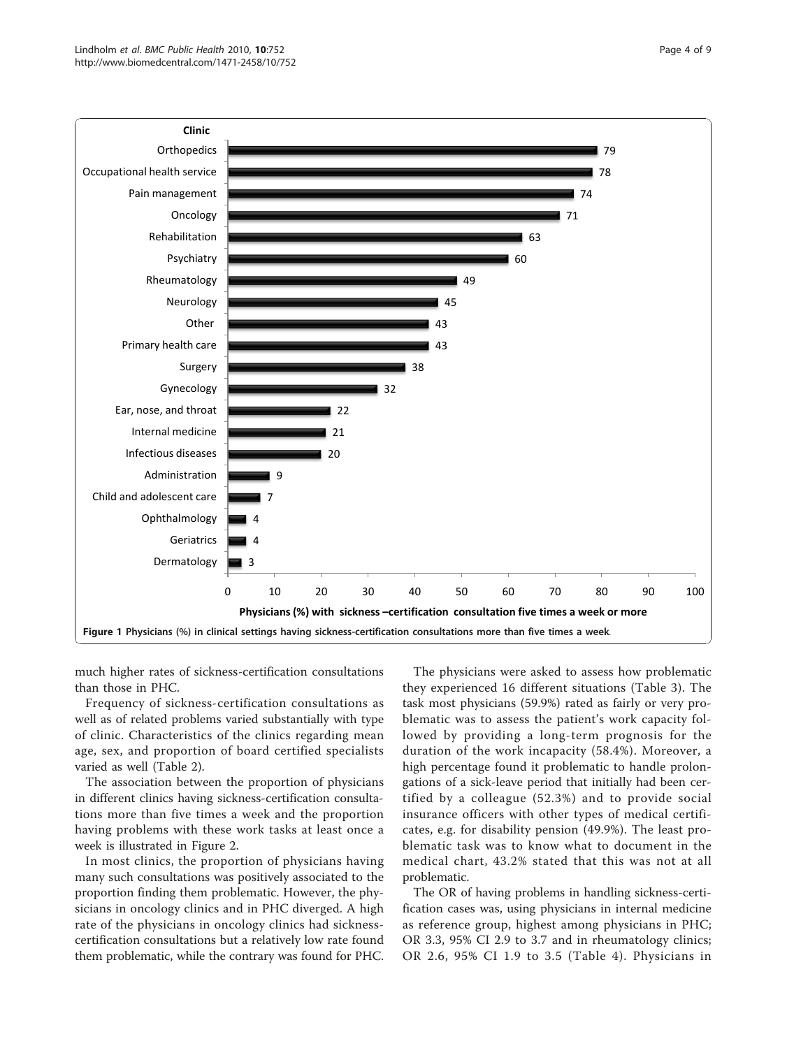Clinic

| Clinic | Physicians (%) |
|---|---|
| Orthopedics | 79 |
| Occupational health service | 78 |
| Pain management | 74 |
| Oncology | 71 |
| Rehabilitation | 63 |
| Psychiatry | 60 |
| Rheumatology | 49 |
| Neurology | 45 |
| Other | 43 |
| Primary health care | 43 |
| Surgery | 38 |
| Gynecology | 32 |
| Ear, nose, and throat | 22 |
| Internal medicine | 21 |
| Infectious diseases | 20 |
| Administration | 9 |
| Child and adolescent care | 7 |
| Ophthalmology | 4 |
| Geriatrics | 4 |
| Dermatology | 3 |

Physicians (%) with sickness –certification consultation five times a week or more

**Figure 1 Physicians (%) in clinical settings having sickness-certification consultations more than five times a week.**

much higher rates of sickness-certification consultations than those in PHC.

Frequency of sickness-certification consultations as well as of related problems varied substantially with type of clinic. Characteristics of the clinics regarding mean age, sex, and proportion of board certified specialists varied as well (Table 2).

The association between the proportion of physicians in different clinics having sickness-certification consultations more than five times a week and the proportion having problems with these work tasks at least once a week is illustrated in Figure 2.

In most clinics, the proportion of physicians having many such consultations was positively associated to the proportion finding them problematic. However, the physicians in oncology clinics and in PHC diverged. A high rate of the physicians in oncology clinics had sickness-certification consultations but a relatively low rate found them problematic, while the contrary was found for PHC.

The physicians were asked to assess how problematic they experienced 16 different situations (Table 3). The task most physicians (59.9%) rated as fairly or very problematic was to assess the patient's work capacity followed by providing a long-term prognosis for the duration of the work incapacity (58.4%). Moreover, a high percentage found it problematic to handle prolongations of a sick-leave period that initially had been certified by a colleague (52.3%) and to provide social insurance officers with other types of medical certificates, e.g. for disability pension (49.9%). The least problematic task was to know what to document in the medical chart, 43.2% stated that this was not at all problematic.

The OR of having problems in handling sickness-certification cases was, using physicians in internal medicine as reference group, highest among physicians in PHC; OR 3.3, 95% CI 2.9 to 3.7 and in rheumatology clinics; OR 2.6, 95% CI 1.9 to 3.5 (Table 4). Physicians in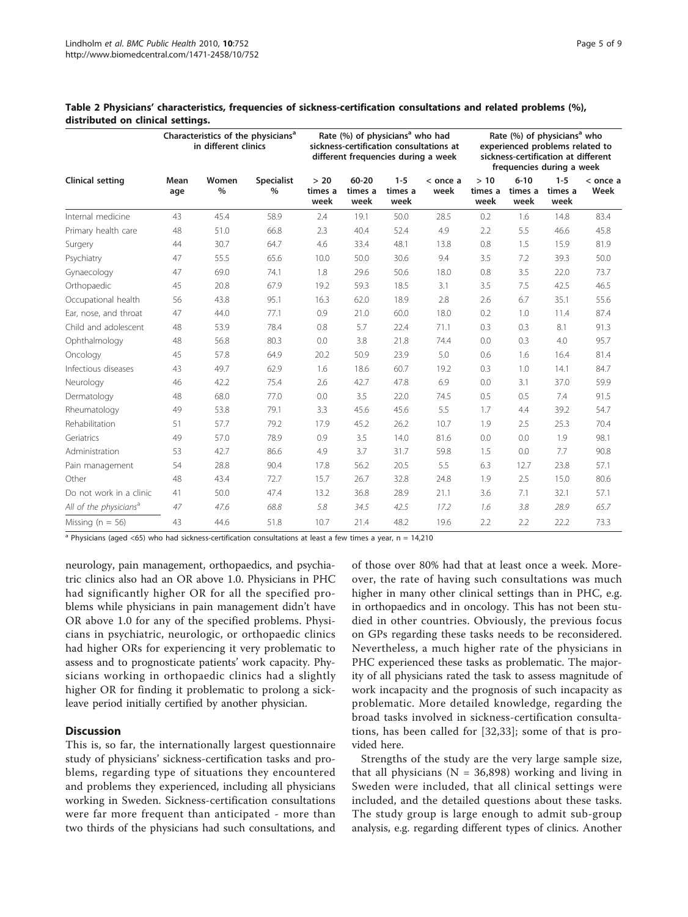**Table 2 Physicians' characteristics, frequencies of sickness-certification consultations and related problems (%), distributed on clinical settings.**

| | Characteristics of the physicians[a] in different clinics | | | Rate (%) of physicians[a] who had sickness-certification consultations at different frequencies during a week | | | | Rate (%) of physicians[a] who experienced problems related to sickness-certification at different frequencies during a week | | | |
|---|---|---|---|---|---|---|---|---|---|---|---|
| Clinical setting | Mean age | Women % | Specialist % | > 20 times a week | 60-20 times a week | 1-5 times a week | < once a week | > 10 times a week | 6-10 times a week | 1-5 times a week | < once a Week |
| Internal medicine | 43 | 45.4 | 58.9 | 2.4 | 19.1 | 50.0 | 28.5 | 0.2 | 1.6 | 14.8 | 83.4 |
| Primary health care | 48 | 51.0 | 66.8 | 2.3 | 40.4 | 52.4 | 4.9 | 2.2 | 5.5 | 46.6 | 45.8 |
| Surgery | 44 | 30.7 | 64.7 | 4.6 | 33.4 | 48.1 | 13.8 | 0.8 | 1.5 | 15.9 | 81.9 |
| Psychiatry | 47 | 55.5 | 65.6 | 10.0 | 50.0 | 30.6 | 9.4 | 3.5 | 7.2 | 39.3 | 50.0 |
| Gynaecology | 47 | 69.0 | 74.1 | 1.8 | 29.6 | 50.6 | 18.0 | 0.8 | 3.5 | 22.0 | 73.7 |
| Orthopaedic | 45 | 20.8 | 67.9 | 19.2 | 59.3 | 18.5 | 3.1 | 3.5 | 7.5 | 42.5 | 46.5 |
| Occupational health | 56 | 43.8 | 95.1 | 16.3 | 62.0 | 18.9 | 2.8 | 2.6 | 6.7 | 35.1 | 55.6 |
| Ear, nose, and throat | 47 | 44.0 | 77.1 | 0.9 | 21.0 | 60.0 | 18.0 | 0.2 | 1.0 | 11.4 | 87.4 |
| Child and adolescent | 48 | 53.9 | 78.4 | 0.8 | 5.7 | 22.4 | 71.1 | 0.3 | 0.3 | 8.1 | 91.3 |
| Ophthalmology | 48 | 56.8 | 80.3 | 0.0 | 3.8 | 21.8 | 74.4 | 0.0 | 0.3 | 4.0 | 95.7 |
| Oncology | 45 | 57.8 | 64.9 | 20.2 | 50.9 | 23.9 | 5.0 | 0.6 | 1.6 | 16.4 | 81.4 |
| Infectious diseases | 43 | 49.7 | 62.9 | 1.6 | 18.6 | 60.7 | 19.2 | 0.3 | 1.0 | 14.1 | 84.7 |
| Neurology | 46 | 42.2 | 75.4 | 2.6 | 42.7 | 47.8 | 6.9 | 0.0 | 3.1 | 37.0 | 59.9 |
| Dermatology | 48 | 68.0 | 77.0 | 0.0 | 3.5 | 22.0 | 74.5 | 0.5 | 0.5 | 7.4 | 91.5 |
| Rheumatology | 49 | 53.8 | 79.1 | 3.3 | 45.6 | 45.6 | 5.5 | 1.7 | 4.4 | 39.2 | 54.7 |
| Rehabilitation | 51 | 57.7 | 79.2 | 17.9 | 45.2 | 26.2 | 10.7 | 1.9 | 2.5 | 25.3 | 70.4 |
| Geriatrics | 49 | 57.0 | 78.9 | 0.9 | 3.5 | 14.0 | 81.6 | 0.0 | 0.0 | 1.9 | 98.1 |
| Administration | 53 | 42.7 | 86.6 | 4.9 | 3.7 | 31.7 | 59.8 | 1.5 | 0.0 | 7.7 | 90.8 |
| Pain management | 54 | 28.8 | 90.4 | 17.8 | 56.2 | 20.5 | 5.5 | 6.3 | 12.7 | 23.8 | 57.1 |
| Other | 48 | 43.4 | 72.7 | 15.7 | 26.7 | 32.8 | 24.8 | 1.9 | 2.5 | 15.0 | 80.6 |
| Do not work in a clinic | 41 | 50.0 | 47.4 | 13.2 | 36.8 | 28.9 | 21.1 | 3.6 | 7.1 | 32.1 | 57.1 |
| *All of the physicians[a]* | *47* | *47.6* | *68.8* | *5.8* | *34.5* | *42.5* | *17.2* | *1.6* | *3.8* | *28.9* | *65.7* |
| Missing (n = 56) | 43 | 44.6 | 51.8 | 10.7 | 21.4 | 48.2 | 19.6 | 2.2 | 2.2 | 22.2 | 73.3 |

[a] Physicians (aged <65) who had sickness-certification consultations at least a few times a year, n = 14,210

neurology, pain management, orthopaedics, and psychiatric clinics also had an OR above 1.0. Physicians in PHC had significantly higher OR for all the specified problems while physicians in pain management didn't have OR above 1.0 for any of the specified problems. Physicians in psychiatric, neurologic, or orthopaedic clinics had higher ORs for experiencing it very problematic to assess and to prognosticate patients' work capacity. Physicians working in orthopaedic clinics had a slightly higher OR for finding it problematic to prolong a sick-leave period initially certified by another physician.

## Discussion

This is, so far, the internationally largest questionnaire study of physicians' sickness-certification tasks and problems, regarding type of situations they encountered and problems they experienced, including all physicians working in Sweden. Sickness-certification consultations were far more frequent than anticipated - more than two thirds of the physicians had such consultations, and of those over 80% had that at least once a week. Moreover, the rate of having such consultations was much higher in many other clinical settings than in PHC, e.g. in orthopaedics and in oncology. This has not been studied in other countries. Obviously, the previous focus on GPs regarding these tasks needs to be reconsidered. Nevertheless, a much higher rate of the physicians in PHC experienced these tasks as problematic. The majority of all physicians rated the task to assess magnitude of work incapacity and the prognosis of such incapacity as problematic. More detailed knowledge, regarding the broad tasks involved in sickness-certification consultations, has been called for [32,33]; some of that is provided here.

Strengths of the study are the very large sample size, that all physicians (N = 36,898) working and living in Sweden were included, that all clinical settings were included, and the detailed questions about these tasks. The study group is large enough to admit sub-group analysis, e.g. regarding different types of clinics. Another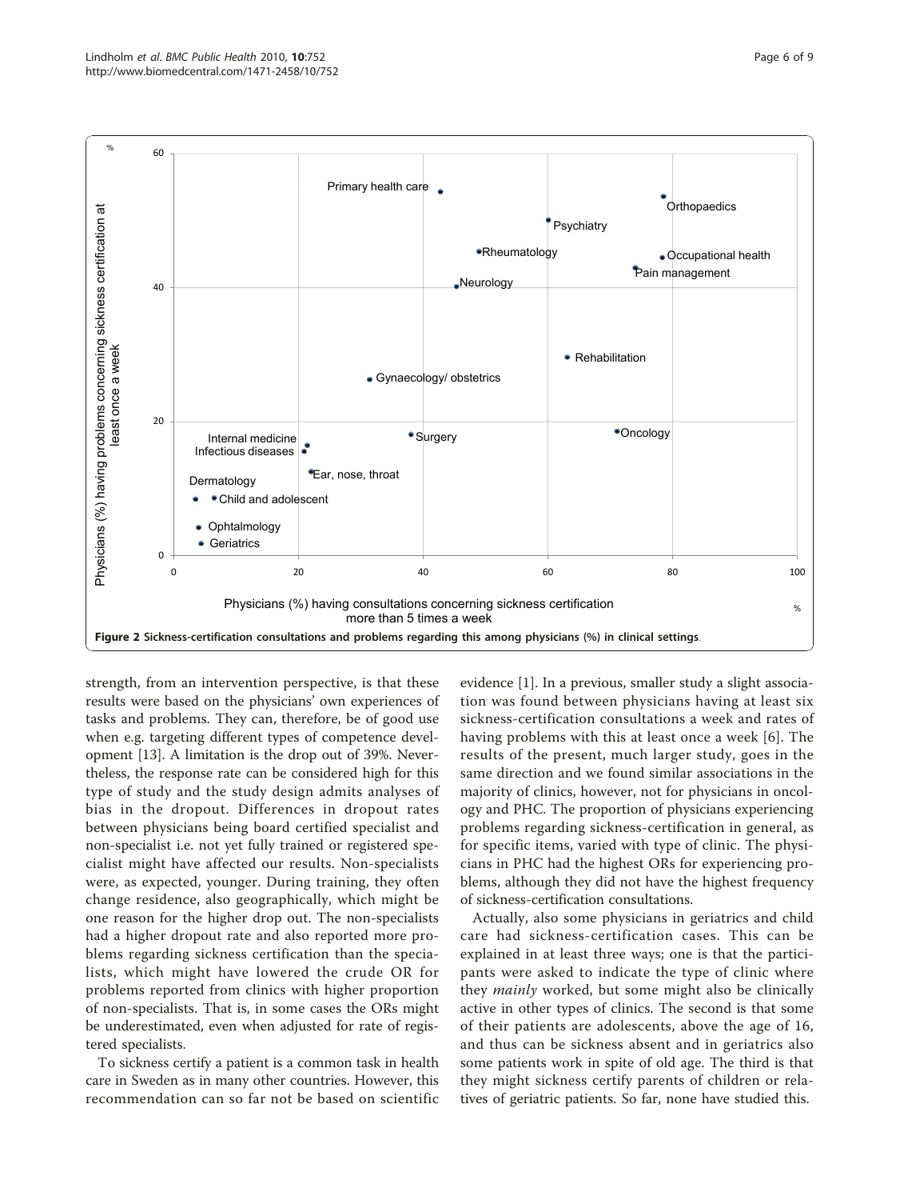%

60

40

20

0

0 20 40 60 80 100

Physicians (%) having problems concerning sickness certification at least once a week

Physicians (%) having consultations concerning sickness certification more than 5 times a week

%

Primary health care

Orthopaedics

Psychiatry

Rheumatology

Occupational health

Pain management

Neurology

Rehabilitation

Gynaecology/ obstetrics

Internal medicine

Infectious diseases

Surgery

Oncology

Ear, nose, throat

Dermatology

Child and adolescent

Ophtalmology

Geriatrics

**Figure 2 Sickness-certification consultations and problems regarding this among physicians (%) in clinical settings.**

strength, from an intervention perspective, is that these results were based on the physicians' own experiences of tasks and problems. They can, therefore, be of good use when e.g. targeting different types of competence development [13]. A limitation is the drop out of 39%. Nevertheless, the response rate can be considered high for this type of study and the study design admits analyses of bias in the dropout. Differences in dropout rates between physicians being board certified specialist and non-specialist i.e. not yet fully trained or registered specialist might have affected our results. Non-specialists were, as expected, younger. During training, they often change residence, also geographically, which might be one reason for the higher drop out. The non-specialists had a higher dropout rate and also reported more problems regarding sickness certification than the specialists, which might have lowered the crude OR for problems reported from clinics with higher proportion of non-specialists. That is, in some cases the ORs might be underestimated, even when adjusted for rate of registered specialists.

To sickness certify a patient is a common task in health care in Sweden as in many other countries. However, this recommendation can so far not be based on scientific evidence [1]. In a previous, smaller study a slight association was found between physicians having at least six sickness-certification consultations a week and rates of having problems with this at least once a week [6]. The results of the present, much larger study, goes in the same direction and we found similar associations in the majority of clinics, however, not for physicians in oncology and PHC. The proportion of physicians experiencing problems regarding sickness-certification in general, as for specific items, varied with type of clinic. The physicians in PHC had the highest ORs for experiencing problems, although they did not have the highest frequency of sickness-certification consultations.

Actually, also some physicians in geriatrics and child care had sickness-certification cases. This can be explained in at least three ways; one is that the participants were asked to indicate the type of clinic where they *mainly* worked, but some might also be clinically active in other types of clinics. The second is that some of their patients are adolescents, above the age of 16, and thus can be sickness absent and in geriatrics also some patients work in spite of old age. The third is that they might sickness certify parents of children or relatives of geriatric patients. So far, none have studied this.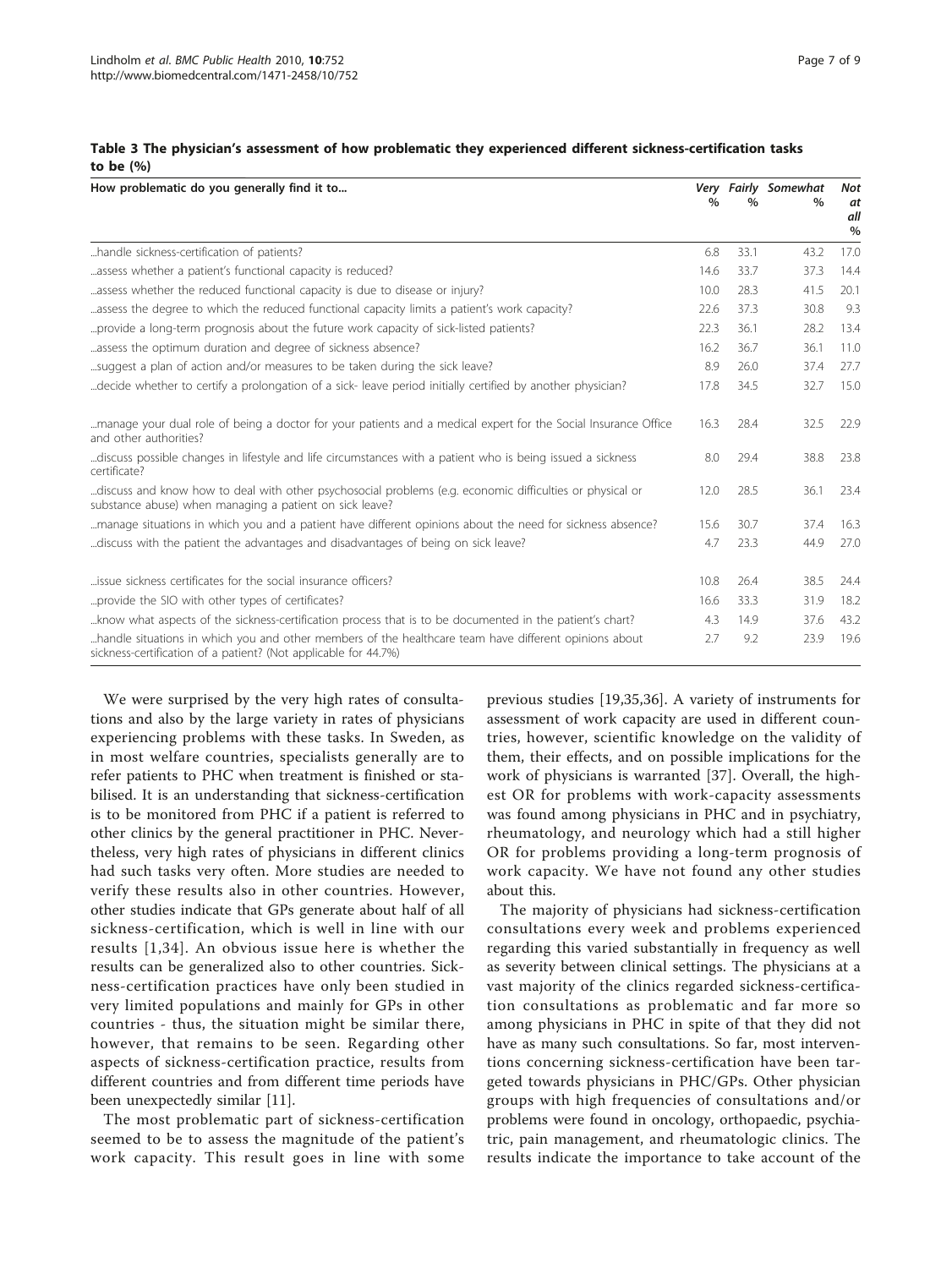**Table 3 The physician's assessment of how problematic they experienced different sickness-certification tasks to be (%)**

| How problematic do you generally find it to... | Very % | Fairly % | Somewhat % | Not at all % |
|---|---|---|---|---|
| ...handle sickness-certification of patients? | 6.8 | 33.1 | 43.2 | 17.0 |
| ...assess whether a patient's functional capacity is reduced? | 14.6 | 33.7 | 37.3 | 14.4 |
| ...assess whether the reduced functional capacity is due to disease or injury? | 10.0 | 28.3 | 41.5 | 20.1 |
| ...assess the degree to which the reduced functional capacity limits a patient's work capacity? | 22.6 | 37.3 | 30.8 | 9.3 |
| ...provide a long-term prognosis about the future work capacity of sick-listed patients? | 22.3 | 36.1 | 28.2 | 13.4 |
| ...assess the optimum duration and degree of sickness absence? | 16.2 | 36.7 | 36.1 | 11.0 |
| ...suggest a plan of action and/or measures to be taken during the sick leave? | 8.9 | 26.0 | 37.4 | 27.7 |
| ...decide whether to certify a prolongation of a sick- leave period initially certified by another physician? | 17.8 | 34.5 | 32.7 | 15.0 |
| ...manage your dual role of being a doctor for your patients and a medical expert for the Social Insurance Office and other authorities? | 16.3 | 28.4 | 32.5 | 22.9 |
| ...discuss possible changes in lifestyle and life circumstances with a patient who is being issued a sickness certificate? | 8.0 | 29.4 | 38.8 | 23.8 |
| ...discuss and know how to deal with other psychosocial problems (e.g. economic difficulties or physical or substance abuse) when managing a patient on sick leave? | 12.0 | 28.5 | 36.1 | 23.4 |
| ...manage situations in which you and a patient have different opinions about the need for sickness absence? | 15.6 | 30.7 | 37.4 | 16.3 |
| ...discuss with the patient the advantages and disadvantages of being on sick leave? | 4.7 | 23.3 | 44.9 | 27.0 |
| ...issue sickness certificates for the social insurance officers? | 10.8 | 26.4 | 38.5 | 24.4 |
| ...provide the SIO with other types of certificates? | 16.6 | 33.3 | 31.9 | 18.2 |
| ...know what aspects of the sickness-certification process that is to be documented in the patient's chart? | 4.3 | 14.9 | 37.6 | 43.2 |
| ...handle situations in which you and other members of the healthcare team have different opinions about sickness-certification of a patient? (Not applicable for 44.7%) | 2.7 | 9.2 | 23.9 | 19.6 |

We were surprised by the very high rates of consultations and also by the large variety in rates of physicians experiencing problems with these tasks. In Sweden, as in most welfare countries, specialists generally are to refer patients to PHC when treatment is finished or stabilised. It is an understanding that sickness-certification is to be monitored from PHC if a patient is referred to other clinics by the general practitioner in PHC. Nevertheless, very high rates of physicians in different clinics had such tasks very often. More studies are needed to verify these results also in other countries. However, other studies indicate that GPs generate about half of all sickness-certification, which is well in line with our results [1,34]. An obvious issue here is whether the results can be generalized also to other countries. Sickness-certification practices have only been studied in very limited populations and mainly for GPs in other countries - thus, the situation might be similar there, however, that remains to be seen. Regarding other aspects of sickness-certification practice, results from different countries and from different time periods have been unexpectedly similar [11].

The most problematic part of sickness-certification seemed to be to assess the magnitude of the patient's work capacity. This result goes in line with some previous studies [19,35,36]. A variety of instruments for assessment of work capacity are used in different countries, however, scientific knowledge on the validity of them, their effects, and on possible implications for the work of physicians is warranted [37]. Overall, the highest OR for problems with work-capacity assessments was found among physicians in PHC and in psychiatry, rheumatology, and neurology which had a still higher OR for problems providing a long-term prognosis of work capacity. We have not found any other studies about this.

The majority of physicians had sickness-certification consultations every week and problems experienced regarding this varied substantially in frequency as well as severity between clinical settings. The physicians at a vast majority of the clinics regarded sickness-certification consultations as problematic and far more so among physicians in PHC in spite of that they did not have as many such consultations. So far, most interventions concerning sickness-certification have been targeted towards physicians in PHC/GPs. Other physician groups with high frequencies of consultations and/or problems were found in oncology, orthopaedic, psychiatric, pain management, and rheumatologic clinics. The results indicate the importance to take account of the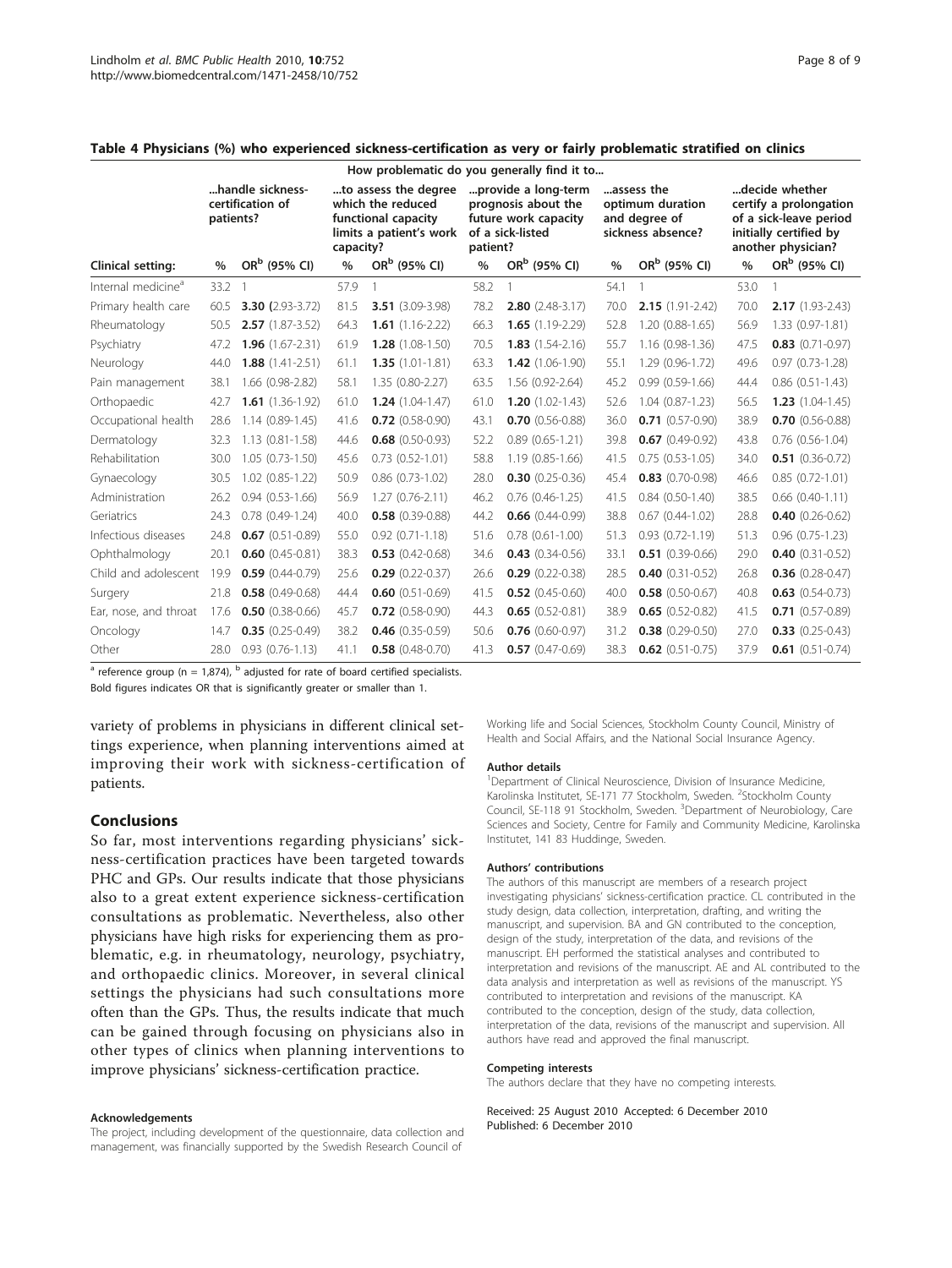**Table 4 Physicians (%) who experienced sickness-certification as very or fairly problematic stratified on clinics**

| | How problematic do you generally find it to... | | | | | | | | | |
|---|---|---|---|---|---|---|---|---|---|---|
| | ...handle sickness-certification of patients? | | ...to assess the degree which the reduced functional capacity limits a patient's work capacity? | | ...provide a long-term prognosis about the future work capacity of a sick-listed patient? | | ...assess the optimum duration and degree of sickness absence? | | ...decide whether certify a prolongation of a sick-leave period initially certified by another physician? | |
| **Clinical setting:** | % | OR[b] (95% CI) | % | OR[b] (95% CI) | % | OR[b] (95% CI) | % | OR[b] (95% CI) | % | OR[b] (95% CI) |
| Internal medicine[a] | 33.2 | 1 | 57.9 | 1 | 58.2 | 1 | 54.1 | 1 | 53.0 | 1 |
| Primary health care | 60.5 | **3.30** (2.93-3.72) | 81.5 | **3.51** (3.09-3.98) | 78.2 | **2.80** (2.48-3.17) | 70.0 | **2.15** (1.91-2.42) | 70.0 | **2.17** (1.93-2.43) |
| Rheumatology | 50.5 | **2.57** (1.87-3.52) | 64.3 | **1.61** (1.16-2.22) | 66.3 | **1.65** (1.19-2.29) | 52.8 | 1.20 (0.88-1.65) | 56.9 | 1.33 (0.97-1.81) |
| Psychiatry | 47.2 | **1.96** (1.67-2.31) | 61.9 | **1.28** (1.08-1.50) | 70.5 | **1.83** (1.54-2.16) | 55.7 | 1.16 (0.98-1.36) | 47.5 | **0.83** (0.71-0.97) |
| Neurology | 44.0 | **1.88** (1.41-2.51) | 61.1 | **1.35** (1.01-1.81) | 63.3 | **1.42** (1.06-1.90) | 55.1 | 1.29 (0.96-1.72) | 49.6 | 0.97 (0.73-1.28) |
| Pain management | 38.1 | 1.66 (0.98-2.82) | 58.1 | 1.35 (0.80-2.27) | 63.5 | 1.56 (0.92-2.64) | 45.2 | 0.99 (0.59-1.66) | 44.4 | 0.86 (0.51-1.43) |
| Orthopaedic | 42.7 | **1.61** (1.36-1.92) | 61.0 | **1.24** (1.04-1.47) | 61.0 | **1.20** (1.02-1.43) | 52.6 | 1.04 (0.87-1.23) | 56.5 | **1.23** (1.04-1.45) |
| Occupational health | 28.6 | 1.14 (0.89-1.45) | 41.6 | **0.72** (0.58-0.90) | 43.1 | **0.70** (0.56-0.88) | 36.0 | **0.71** (0.57-0.90) | 38.9 | **0.70** (0.56-0.88) |
| Dermatology | 32.3 | 1.13 (0.81-1.58) | 44.6 | **0.68** (0.50-0.93) | 52.2 | 0.89 (0.65-1.21) | 39.8 | **0.67** (0.49-0.92) | 43.8 | 0.76 (0.56-1.04) |
| Rehabilitation | 30.0 | 1.05 (0.73-1.50) | 45.6 | 0.73 (0.52-1.01) | 58.8 | 1.19 (0.85-1.66) | 41.5 | 0.75 (0.53-1.05) | 34.0 | **0.51** (0.36-0.72) |
| Gynaecology | 30.5 | 1.02 (0.85-1.22) | 50.9 | 0.86 (0.73-1.02) | 28.0 | **0.30** (0.25-0.36) | 45.4 | **0.83** (0.70-0.98) | 46.6 | 0.85 (0.72-1.01) |
| Administration | 26.2 | 0.94 (0.53-1.66) | 56.9 | 1.27 (0.76-2.11) | 46.2 | 0.76 (0.46-1.25) | 41.5 | 0.84 (0.50-1.40) | 38.5 | 0.66 (0.40-1.11) |
| Geriatrics | 24.3 | 0.78 (0.49-1.24) | 40.0 | **0.58** (0.39-0.88) | 44.2 | **0.66** (0.44-0.99) | 38.8 | 0.67 (0.44-1.02) | 28.8 | **0.40** (0.26-0.62) |
| Infectious diseases | 24.8 | **0.67** (0.51-0.89) | 55.0 | 0.92 (0.71-1.18) | 51.6 | 0.78 (0.61-1.00) | 51.3 | 0.93 (0.72-1.19) | 51.3 | 0.96 (0.75-1.23) |
| Ophthalmology | 20.1 | **0.60** (0.45-0.81) | 38.3 | **0.53** (0.42-0.68) | 34.6 | **0.43** (0.34-0.56) | 33.1 | **0.51** (0.39-0.66) | 29.0 | **0.40** (0.31-0.52) |
| Child and adolescent | 19.9 | **0.59** (0.44-0.79) | 25.6 | **0.29** (0.22-0.37) | 26.6 | **0.29** (0.22-0.38) | 28.5 | **0.40** (0.31-0.52) | 26.8 | **0.36** (0.28-0.47) |
| Surgery | 21.8 | **0.58** (0.49-0.68) | 44.4 | **0.60** (0.51-0.69) | 41.5 | **0.52** (0.45-0.60) | 40.0 | **0.58** (0.50-0.67) | 40.8 | **0.63** (0.54-0.73) |
| Ear, nose, and throat | 17.6 | **0.50** (0.38-0.66) | 45.7 | **0.72** (0.58-0.90) | 44.3 | **0.65** (0.52-0.81) | 38.9 | **0.65** (0.52-0.82) | 41.5 | **0.71** (0.57-0.89) |
| Oncology | 14.7 | **0.35** (0.25-0.49) | 38.2 | **0.46** (0.35-0.59) | 50.6 | **0.76** (0.60-0.97) | 31.2 | **0.38** (0.29-0.50) | 27.0 | **0.33** (0.25-0.43) |
| Other | 28.0 | 0.93 (0.76-1.13) | 41.1 | **0.58** (0.48-0.70) | 41.3 | **0.57** (0.47-0.69) | 38.3 | **0.62** (0.51-0.75) | 37.9 | **0.61** (0.51-0.74) |

[a] reference group (n = 1,874), [b] adjusted for rate of board certified specialists.

Bold figures indicates OR that is significantly greater or smaller than 1.

variety of problems in physicians in different clinical settings experience, when planning interventions aimed at improving their work with sickness-certification of patients.

## Conclusions

So far, most interventions regarding physicians' sickness-certification practices have been targeted towards PHC and GPs. Our results indicate that those physicians also to a great extent experience sickness-certification consultations as problematic. Nevertheless, also other physicians have high risks for experiencing them as problematic, e.g. in rheumatology, neurology, psychiatry, and orthopaedic clinics. Moreover, in several clinical settings the physicians had such consultations more often than the GPs. Thus, the results indicate that much can be gained through focusing on physicians also in other types of clinics when planning interventions to improve physicians' sickness-certification practice.

#### Acknowledgements

The project, including development of the questionnaire, data collection and management, was financially supported by the Swedish Research Council of Working life and Social Sciences, Stockholm County Council, Ministry of Health and Social Affairs, and the National Social Insurance Agency.

#### Author details

[1]Department of Clinical Neuroscience, Division of Insurance Medicine, Karolinska Institutet, SE-171 77 Stockholm, Sweden. [2]Stockholm County Council, SE-118 91 Stockholm, Sweden. [3]Department of Neurobiology, Care Sciences and Society, Centre for Family and Community Medicine, Karolinska Institutet, 141 83 Huddinge, Sweden.

#### Authors' contributions

The authors of this manuscript are members of a research project investigating physicians' sickness-certification practice. CL contributed in the study design, data collection, interpretation, drafting, and writing the manuscript, and supervision. BA and GN contributed to the conception, design of the study, interpretation of the data, and revisions of the manuscript. EH performed the statistical analyses and contributed to interpretation and revisions of the manuscript. AE and AL contributed to the data analysis and interpretation as well as revisions of the manuscript. YS contributed to interpretation and revisions of the manuscript. KA contributed to the conception, design of the study, data collection, interpretation of the data, revisions of the manuscript and supervision. All authors have read and approved the final manuscript.

#### Competing interests

The authors declare that they have no competing interests.

Received: 25 August 2010 Accepted: 6 December 2010
Published: 6 December 2010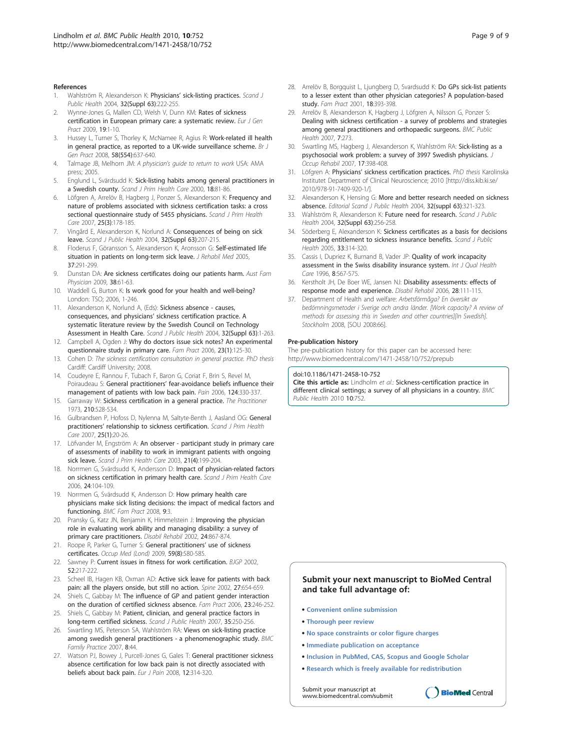## References

1. Wahlström R, Alexanderson K: **Physicians' sick-listing practices.** *Scand J Public Health* 2004, **32(Suppl 63)**:222-255.
2. Wynne-Jones G, Mallen CD, Welsh V, Dunn KM: **Rates of sickness certification in European primary care: a systematic review.** *Eur J Gen Pract* 2009, **19**:1-10.
3. Hussey L, Turner S, Thorley K, McNamee R, Agius R: **Work-related ill health in general practice, as reported to a UK-wide surveillance scheme.** *Br J Gen Pract* 2008, **58(554)**:637-640.
4. Talmage JB, Melhorn JM: *A physician's guide to return to work* USA: AMA press; 2005.
5. Englund L, Svärdsudd K: **Sick-listing habits among general practitioners in a Swedish county.** *Scand J Prim Health Care* 2000, **18**:81-86.
6. Löfgren A, Arrelöv B, Hagberg J, Ponzer S, Alexanderson K: **Frequency and nature of problems associated with sickness certification tasks: a cross sectional questionnaire study of 5455 physicians.** *Scand J Prim Health Care* 2007, **25(3)**:178-185.
7. Vingård E, Alexanderson K, Norlund A: **Consequences of being on sick leave.** *Scand J Public Health* 2004, **32(Suppl 63)**:207-215.
8. Floderus F, Göransson S, Alexanderson K, Aronsson G: **Self-estimated life situation in patients on long-term sick leave.** *J Rehabil Med* 2005, **37**:291-299.
9. Dunstan DA: **Are sickness certificates doing our patients harm.** *Aust Fam Physician* 2009, **38**:61-63.
10. Waddell G, Burton K: **Is work good for your health and well-being?** London: TSO; 2006, 1-246.
11. Alexanderson K, Norlund A, (Eds): **Sickness absence - causes, consequences, and physicians' sickness certification practice. A systematic literature review by the Swedish Council on Technology Assessment in Health Care.** *Scand J Public Health* 2004, **32(Suppl 63)**:1-263.
12. Campbell A, Ogden J: **Why do doctors issue sick notes? An experimental questionnaire study in primary care.** *Fam Pract* 2006, **23(1)**:125-30.
13. Cohen D: *The sickness certification consultation in general practice. PhD thesis* Cardiff: Cardiff University; 2008.
14. Coudeyre E, Rannou F, Tubach F, Baron G, Coriat F, Brin S, Revel M, Poiraudeau S: **General practitioners' fear-avoidance beliefs influence their management of patients with low back pain.** *Pain* 2006, **124**:330-337.
15. Garraway W: **Sickness certification in a general practice.** *The Practitioner* 1973, **210**:528-534.
16. Gulbrandsen P, Hofoss D, Nylenna M, Saltyte-Benth J, Aasland OG: **General practitioners' relationship to sickness certification.** *Scand J Prim Health Care* 2007, **25(1)**:20-26.
17. Löfvander M, Engström A: **An observer - participant study in primary care of assessments of inability to work in immigrant patients with ongoing sick leave.** *Scand J Prim Health Care* 2003, **21(4)**:199-204.
18. Norrmen G, Svärdsudd K, Andersson D: **Impact of physician-related factors on sickness certification in primary health care.** *Scand J Prim Health Care* 2006, **24**:104-109.
19. Norrmen G, Svärdsudd K, Andersson D: **How primary health care physicians make sick listing decisions: the impact of medical factors and functioning.** *BMC Fam Pract* 2008, **9**:3.
20. Pransky G, Katz JN, Benjamin K, Himmelstein J: **Improving the physician role in evaluating work ability and managing disability: a survey of primary care practitioners.** *Disabil Rehabil* 2002, **24**:867-874.
21. Roope R, Parker G, Turner S: **General practitioners' use of sickness certificates.** *Occup Med (Lond)* 2009, **59(8)**:580-585.
22. Sawney P: **Current issues in fitness for work certification.** *BJGP* 2002, **52**:217-222.
23. Scheel IB, Hagen KB, Oxman AD: **Active sick leave for patients with back pain: all the players onside, but still no action.** *Spine* 2002, **27**:654-659.
24. Shiels C, Gabbay M: **The influence of GP and patient gender interaction on the duration of certified sickness absence.** *Fam Pract* 2006, **23**:246-252.
25. Shiels C, Gabbay M: **Patient, clinician, and general practice factors in long-term certified sickness.** *Scand J Public Health* 2007, **35**:250-256.
26. Swartling MS, Peterson SA, Wahlström RA: **Views on sick-listing practice among swedish general practitioners - a phenomenographic study.** *BMC Family Practice* 2007, **8**:44.
27. Watson PJ, Bowey J, Purcell-Jones G, Gales T: **General practitioner sickness absence certification for low back pain is not directly associated with beliefs about back pain.** *Eur J Pain* 2008, **12**:314-320.
28. Arrelöv B, Borgquist L, Ljungberg D, Svardsudd K: **Do GPs sick-list patients to a lesser extent than other physician categories? A population-based study.** *Fam Pract* 2001, **18**:393-398.
29. Arrelöv B, Alexanderson K, Hagberg J, Löfgren A, Nilsson G, Ponzer S: **Dealing with sickness certification - a survey of problems and strategies among general practitioners and orthopaedic surgeons.** *BMC Public Health* 2007, **7**:273.
30. Swartling MS, Hagberg J, Alexanderson K, Wahlström RA: **Sick-listing as a psychosocial work problem: a survey of 3997 Swedish physicians.** *J Occup Rehabil* 2007, **17**:398-408.
31. Löfgren A: **Physicians' sickness certification practices.** *PhD thesis* Karolinska Institutet Department of Clinical Neuroscience; 2010 [http://diss.kib.ki.se/2010/978-91-7409-920-1/].
32. Alexanderson K, Hensing G: **More and better research needed on sickness absence.** *Editorial Scand J Public Health* 2004, **32(suppl 63)**:321-323.
33. Wahlström R, Alexanderson K: **Future need for research.** *Scand J Public Health* 2004, **32(Suppl 63)**:256-258.
34. Söderberg E, Alexanderson K: **Sickness certificates as a basis for decisions regarding entitlement to sickness insurance benefits.** *Scand J Public Health* 2005, **33**:314-320.
35. Cassis I, Dupriez K, Burnand B, Vader JP: **Quality of work incapacity assessment in the Swiss disability insurance system.** *Int J Qual Health Care* 1996, **8**:567-575.
36. Kerstholt JH, De Boer WE, Jansen NJ: **Disability assessments: effects of response mode and experience.** *Disabil Rehabil* 2006, **28**:111-115.
37. Department of Health and welfare: *Arbetsförmåga? En översikt av bedömningsmetoder i Sverige och andra länder. [Work capacity? A review of methods for assessing this in Sweden and other countries][In Swedish].* Stockholm 2008, [SOU 2008:66].

### Pre-publication history

The pre-publication history for this paper can be accessed here:
http://www.biomedcentral.com/1471-2458/10/752/prepub

doi:10.1186/1471-2458-10-752

**Cite this article as:** Lindholm *et al.*: Sickness-certification practice in different clinical settings; a survey of all physicians in a country. *BMC Public Health* 2010 **10**:752.

**Submit your next manuscript to BioMed Central and take full advantage of:**

- **Convenient online submission**
- **Thorough peer review**
- **No space constraints or color figure charges**
- **Immediate publication on acceptance**
- **Inclusion in PubMed, CAS, Scopus and Google Scholar**
- **Research which is freely available for redistribution**

Submit your manuscript at
www.biomedcentral.com/submit

BioMed Central